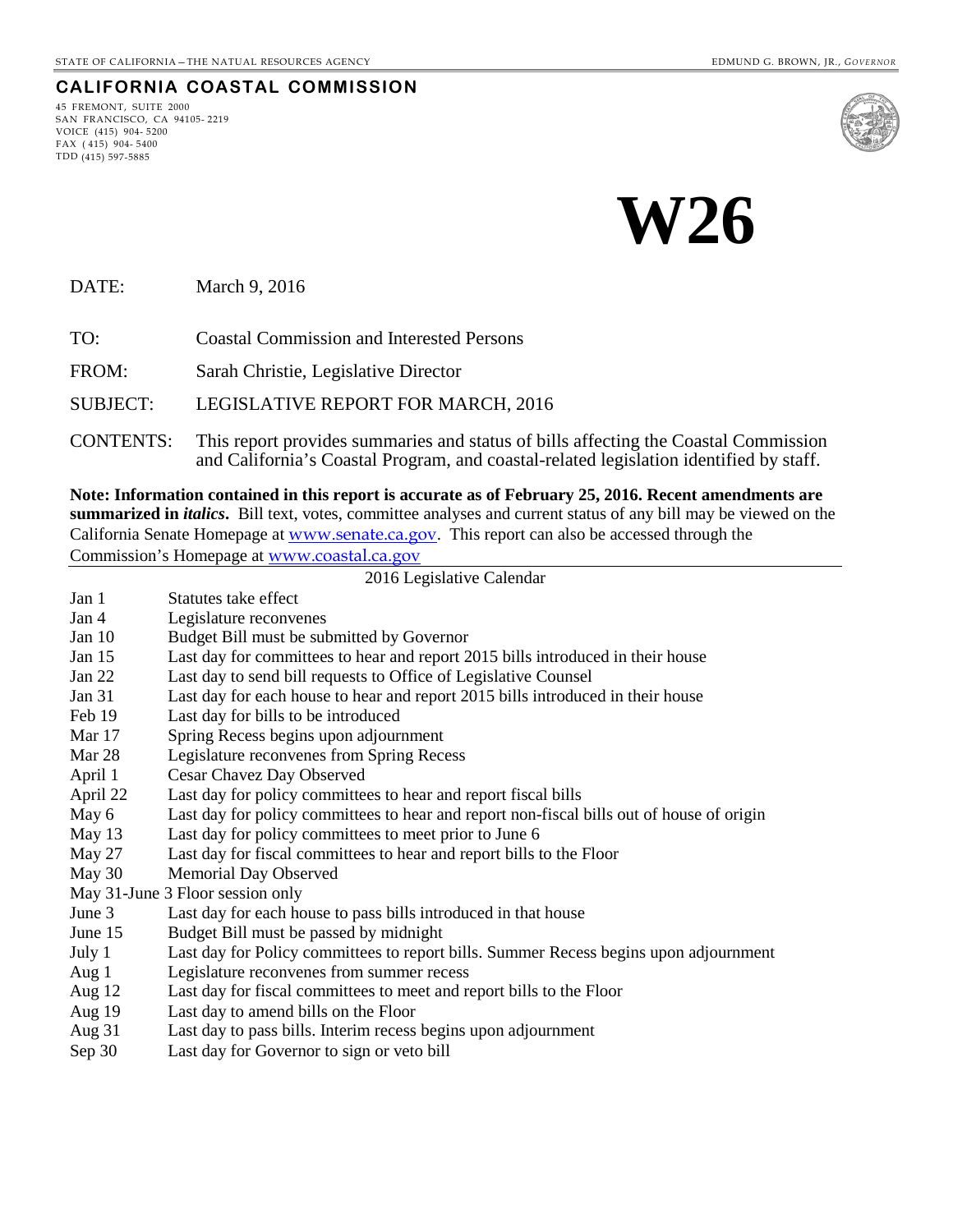STATE OF CALIFORNIA – THE NATURAL RESOURCES AGENCY — EDMUND G. BROWN, JR., *GOVERNOR*

**CALIFORNIA COASTAL COMMISSION**

45 FREMONT, SUITE 2000
SAN FRANCISCO, CA 94105- 2219
VOICE (415) 904- 5200
FAX ( 415) 904- 5400
TDD (415) 597-5885

# W26

DATE: March 9, 2016

TO: Coastal Commission and Interested Persons

FROM: Sarah Christie, Legislative Director

SUBJECT: LEGISLATIVE REPORT FOR MARCH, 2016

CONTENTS: This report provides summaries and status of bills affecting the Coastal Commission and California's Coastal Program, and coastal-related legislation identified by staff.

**Note: Information contained in this report is accurate as of February 25, 2016. Recent amendments are summarized in *italics*.** Bill text, votes, committee analyses and current status of any bill may be viewed on the California Senate Homepage at www.senate.ca.gov. This report can also be accessed through the Commission's Homepage at www.coastal.ca.gov

## 2016 Legislative Calendar

| Date | Event |
|---|---|
| Jan 1 | Statutes take effect |
| Jan 4 | Legislature reconvenes |
| Jan 10 | Budget Bill must be submitted by Governor |
| Jan 15 | Last day for committees to hear and report 2015 bills introduced in their house |
| Jan 22 | Last day to send bill requests to Office of Legislative Counsel |
| Jan 31 | Last day for each house to hear and report 2015 bills introduced in their house |
| Feb 19 | Last day for bills to be introduced |
| Mar 17 | Spring Recess begins upon adjournment |
| Mar 28 | Legislature reconvenes from Spring Recess |
| April 1 | Cesar Chavez Day Observed |
| April 22 | Last day for policy committees to hear and report fiscal bills |
| May 6 | Last day for policy committees to hear and report non-fiscal bills out of house of origin |
| May 13 | Last day for policy committees to meet prior to June 6 |
| May 27 | Last day for fiscal committees to hear and report bills to the Floor |
| May 30 | Memorial Day Observed |
| May 31-June 3 | Floor session only |
| June 3 | Last day for each house to pass bills introduced in that house |
| June 15 | Budget Bill must be passed by midnight |
| July 1 | Last day for Policy committees to report bills. Summer Recess begins upon adjournment |
| Aug 1 | Legislature reconvenes from summer recess |
| Aug 12 | Last day for fiscal committees to meet and report bills to the Floor |
| Aug 19 | Last day to amend bills on the Floor |
| Aug 31 | Last day to pass bills. Interim recess begins upon adjournment |
| Sep 30 | Last day for Governor to sign or veto bill |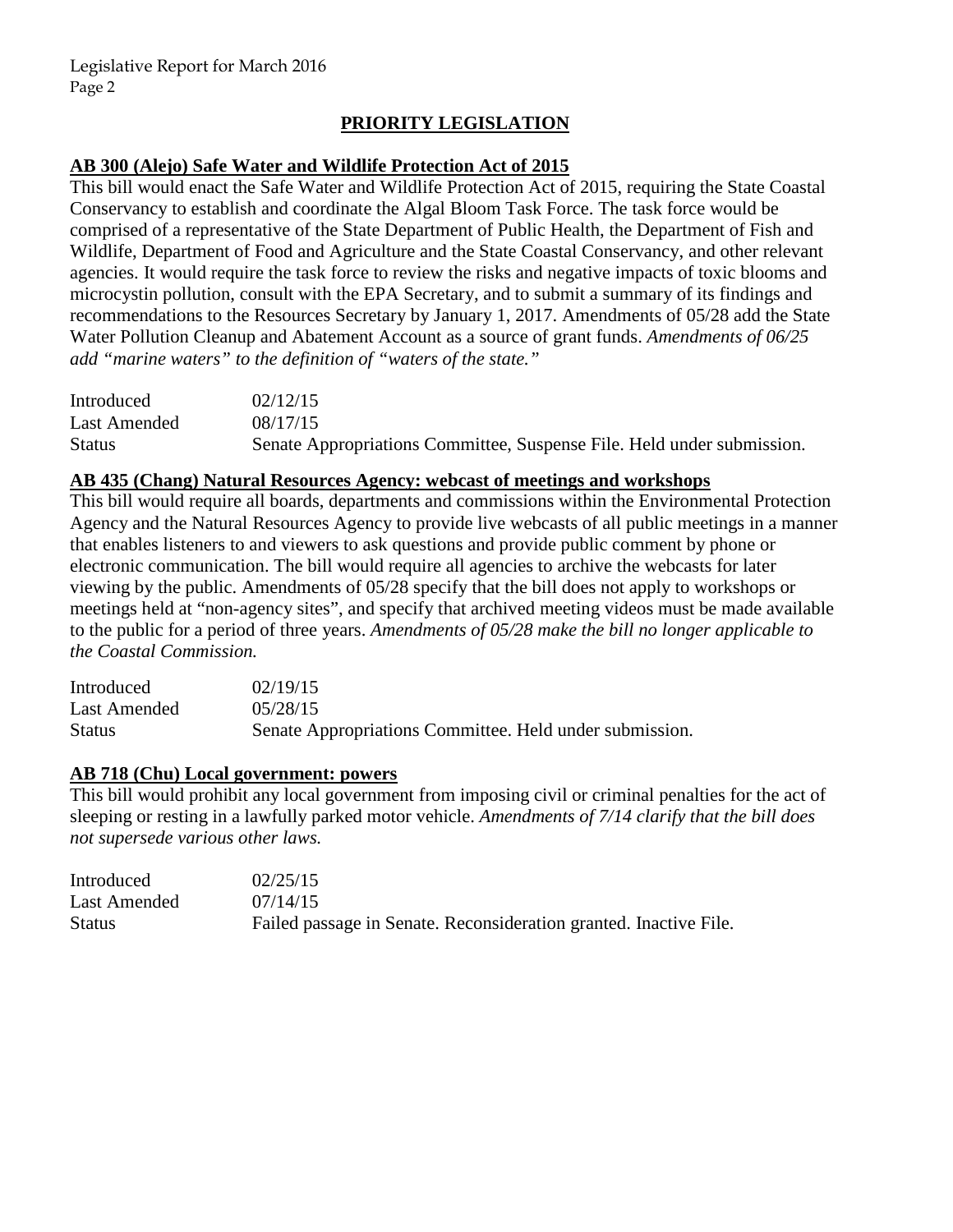## PRIORITY LEGISLATION

**AB 300 (Alejo) Safe Water and Wildlife Protection Act of 2015**

This bill would enact the Safe Water and Wildlife Protection Act of 2015, requiring the State Coastal Conservancy to establish and coordinate the Algal Bloom Task Force. The task force would be comprised of a representative of the State Department of Public Health, the Department of Fish and Wildlife, Department of Food and Agriculture and the State Coastal Conservancy, and other relevant agencies. It would require the task force to review the risks and negative impacts of toxic blooms and microcystin pollution, consult with the EPA Secretary, and to submit a summary of its findings and recommendations to the Resources Secretary by January 1, 2017. Amendments of 05/28 add the State Water Pollution Cleanup and Abatement Account as a source of grant funds. *Amendments of 06/25 add "marine waters" to the definition of "waters of the state."*

| | |
|---|---|
| Introduced | 02/12/15 |
| Last Amended | 08/17/15 |
| Status | Senate Appropriations Committee, Suspense File. Held under submission. |

**AB 435 (Chang) Natural Resources Agency: webcast of meetings and workshops**

This bill would require all boards, departments and commissions within the Environmental Protection Agency and the Natural Resources Agency to provide live webcasts of all public meetings in a manner that enables listeners to and viewers to ask questions and provide public comment by phone or electronic communication. The bill would require all agencies to archive the webcasts for later viewing by the public. Amendments of 05/28 specify that the bill does not apply to workshops or meetings held at "non-agency sites", and specify that archived meeting videos must be made available to the public for a period of three years. *Amendments of 05/28 make the bill no longer applicable to the Coastal Commission.*

| | |
|---|---|
| Introduced | 02/19/15 |
| Last Amended | 05/28/15 |
| Status | Senate Appropriations Committee. Held under submission. |

**AB 718 (Chu) Local government: powers**

This bill would prohibit any local government from imposing civil or criminal penalties for the act of sleeping or resting in a lawfully parked motor vehicle. *Amendments of 7/14 clarify that the bill does not supersede various other laws.*

| | |
|---|---|
| Introduced | 02/25/15 |
| Last Amended | 07/14/15 |
| Status | Failed passage in Senate. Reconsideration granted. Inactive File. |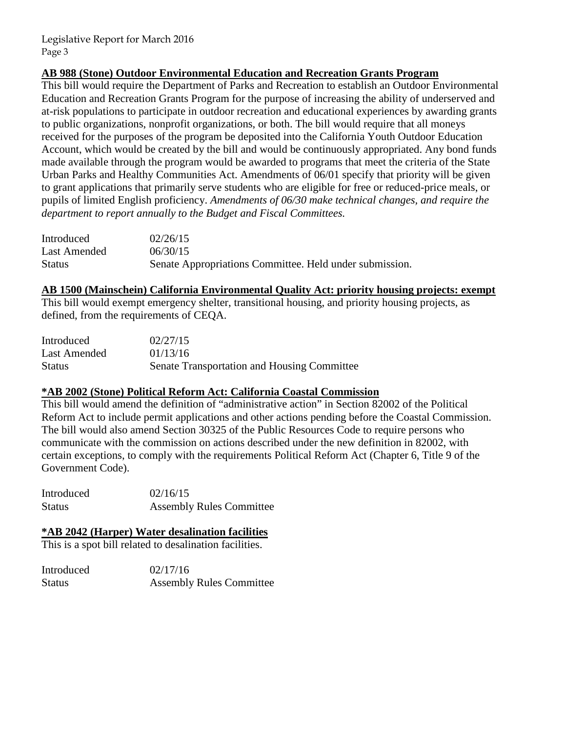**AB 988 (Stone) Outdoor Environmental Education and Recreation Grants Program**

This bill would require the Department of Parks and Recreation to establish an Outdoor Environmental Education and Recreation Grants Program for the purpose of increasing the ability of underserved and at-risk populations to participate in outdoor recreation and educational experiences by awarding grants to public organizations, nonprofit organizations, or both. The bill would require that all moneys received for the purposes of the program be deposited into the California Youth Outdoor Education Account, which would be created by the bill and would be continuously appropriated. Any bond funds made available through the program would be awarded to programs that meet the criteria of the State Urban Parks and Healthy Communities Act. Amendments of 06/01 specify that priority will be given to grant applications that primarily serve students who are eligible for free or reduced-price meals, or pupils of limited English proficiency. *Amendments of 06/30 make technical changes, and require the department to report annually to the Budget and Fiscal Committees.*

| | |
|---|---|
| Introduced | 02/26/15 |
| Last Amended | 06/30/15 |
| Status | Senate Appropriations Committee. Held under submission. |

**AB 1500 (Mainschein) California Environmental Quality Act: priority housing projects: exempt**

This bill would exempt emergency shelter, transitional housing, and priority housing projects, as defined, from the requirements of CEQA.

| | |
|---|---|
| Introduced | 02/27/15 |
| Last Amended | 01/13/16 |
| Status | Senate Transportation and Housing Committee |

**\*AB 2002 (Stone) Political Reform Act: California Coastal Commission**

This bill would amend the definition of "administrative action" in Section 82002 of the Political Reform Act to include permit applications and other actions pending before the Coastal Commission. The bill would also amend Section 30325 of the Public Resources Code to require persons who communicate with the commission on actions described under the new definition in 82002, with certain exceptions, to comply with the requirements Political Reform Act (Chapter 6, Title 9 of the Government Code).

| | |
|---|---|
| Introduced | 02/16/15 |
| Status | Assembly Rules Committee |

**\*AB 2042 (Harper) Water desalination facilities**

This is a spot bill related to desalination facilities.

| | |
|---|---|
| Introduced | 02/17/16 |
| Status | Assembly Rules Committee |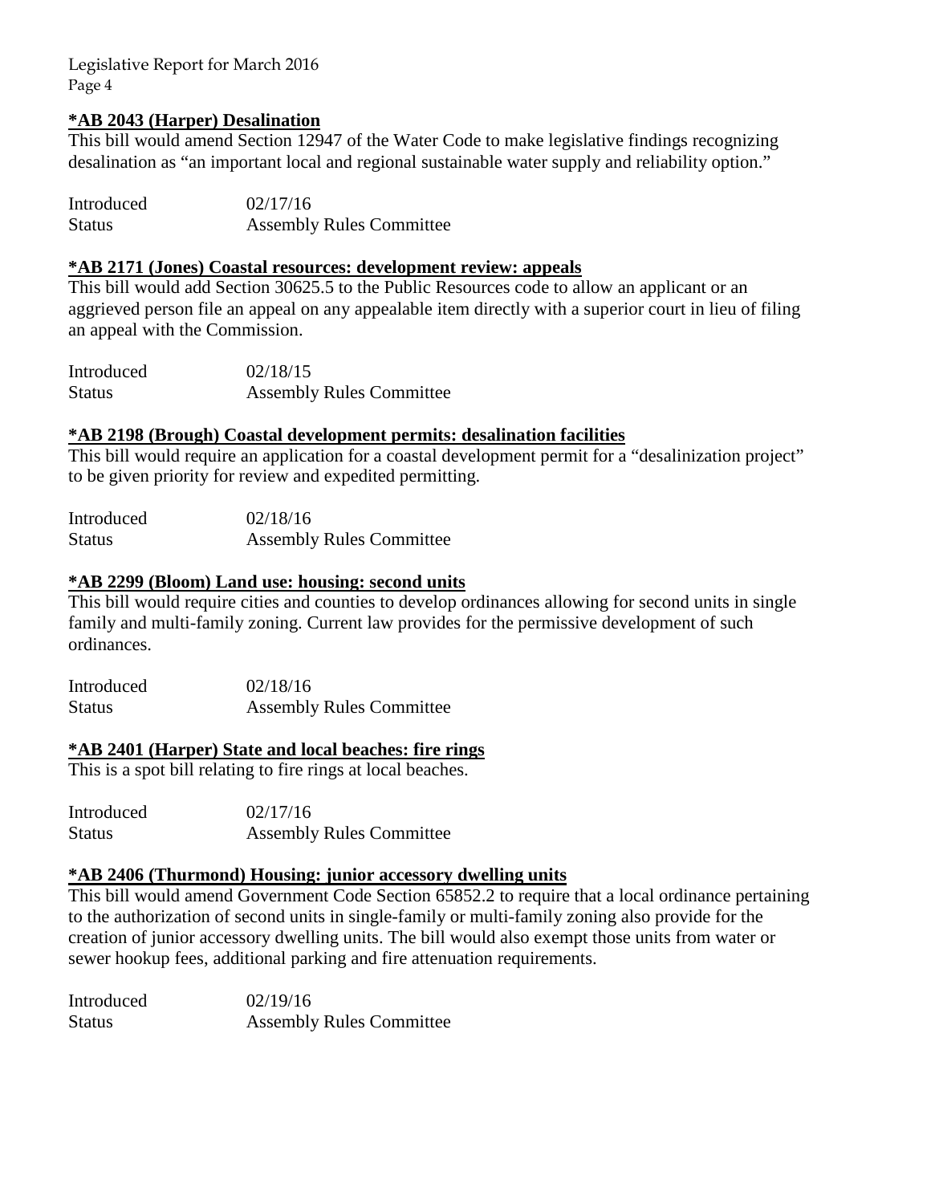**<u>*AB 2043 (Harper) Desalination</u>**

This bill would amend Section 12947 of the Water Code to make legislative findings recognizing desalination as "an important local and regional sustainable water supply and reliability option."

| | |
|---|---|
| Introduced | 02/17/16 |
| Status | Assembly Rules Committee |

**<u>*AB 2171 (Jones) Coastal resources: development review: appeals</u>**

This bill would add Section 30625.5 to the Public Resources code to allow an applicant or an aggrieved person file an appeal on any appealable item directly with a superior court in lieu of filing an appeal with the Commission.

| | |
|---|---|
| Introduced | 02/18/15 |
| Status | Assembly Rules Committee |

**<u>*AB 2198 (Brough) Coastal development permits: desalination facilities</u>**

This bill would require an application for a coastal development permit for a "desalinization project" to be given priority for review and expedited permitting.

| | |
|---|---|
| Introduced | 02/18/16 |
| Status | Assembly Rules Committee |

**<u>*AB 2299 (Bloom) Land use: housing: second units</u>**

This bill would require cities and counties to develop ordinances allowing for second units in single family and multi-family zoning. Current law provides for the permissive development of such ordinances.

| | |
|---|---|
| Introduced | 02/18/16 |
| Status | Assembly Rules Committee |

**<u>*AB 2401 (Harper) State and local beaches: fire rings</u>**

This is a spot bill relating to fire rings at local beaches.

| | |
|---|---|
| Introduced | 02/17/16 |
| Status | Assembly Rules Committee |

**<u>*AB 2406 (Thurmond) Housing: junior accessory dwelling units</u>**

This bill would amend Government Code Section 65852.2 to require that a local ordinance pertaining to the authorization of second units in single-family or multi-family zoning also provide for the creation of junior accessory dwelling units. The bill would also exempt those units from water or sewer hookup fees, additional parking and fire attenuation requirements.

| | |
|---|---|
| Introduced | 02/19/16 |
| Status | Assembly Rules Committee |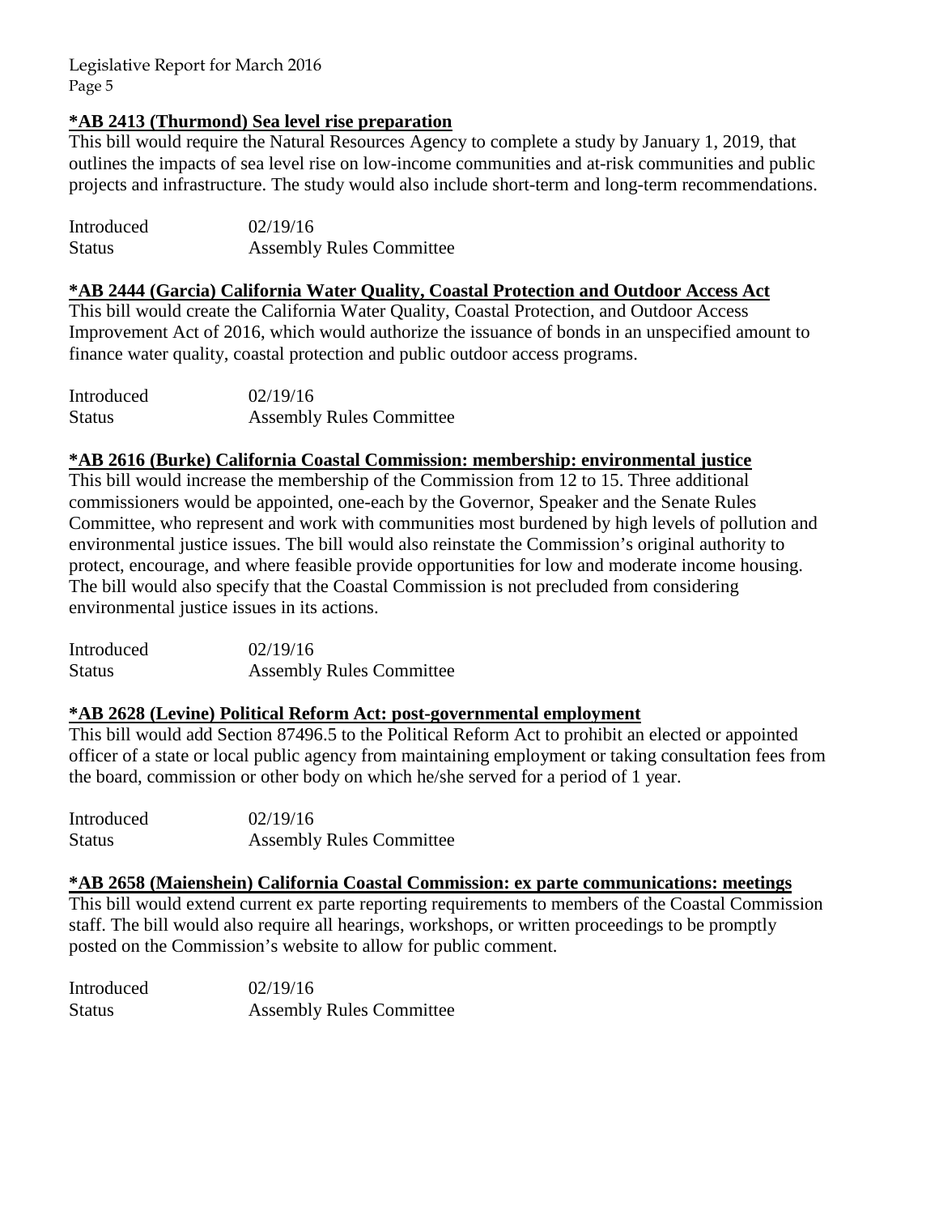**<u>*AB 2413 (Thurmond) Sea level rise preparation</u>**

This bill would require the Natural Resources Agency to complete a study by January 1, 2019, that outlines the impacts of sea level rise on low-income communities and at-risk communities and public projects and infrastructure. The study would also include short-term and long-term recommendations.

| | |
|---|---|
| Introduced | 02/19/16 |
| Status | Assembly Rules Committee |

**<u>*AB 2444 (Garcia) California Water Quality, Coastal Protection and Outdoor Access Act</u>**

This bill would create the California Water Quality, Coastal Protection, and Outdoor Access Improvement Act of 2016, which would authorize the issuance of bonds in an unspecified amount to finance water quality, coastal protection and public outdoor access programs.

| | |
|---|---|
| Introduced | 02/19/16 |
| Status | Assembly Rules Committee |

**<u>*AB 2616 (Burke) California Coastal Commission: membership: environmental justice</u>**

This bill would increase the membership of the Commission from 12 to 15. Three additional commissioners would be appointed, one-each by the Governor, Speaker and the Senate Rules Committee, who represent and work with communities most burdened by high levels of pollution and environmental justice issues. The bill would also reinstate the Commission's original authority to protect, encourage, and where feasible provide opportunities for low and moderate income housing. The bill would also specify that the Coastal Commission is not precluded from considering environmental justice issues in its actions.

| | |
|---|---|
| Introduced | 02/19/16 |
| Status | Assembly Rules Committee |

**<u>*AB 2628 (Levine) Political Reform Act: post-governmental employment</u>**

This bill would add Section 87496.5 to the Political Reform Act to prohibit an elected or appointed officer of a state or local public agency from maintaining employment or taking consultation fees from the board, commission or other body on which he/she served for a period of 1 year.

| | |
|---|---|
| Introduced | 02/19/16 |
| Status | Assembly Rules Committee |

**<u>*AB 2658 (Maienshein) California Coastal Commission: ex parte communications: meetings</u>**

This bill would extend current ex parte reporting requirements to members of the Coastal Commission staff. The bill would also require all hearings, workshops, or written proceedings to be promptly posted on the Commission's website to allow for public comment.

| | |
|---|---|
| Introduced | 02/19/16 |
| Status | Assembly Rules Committee |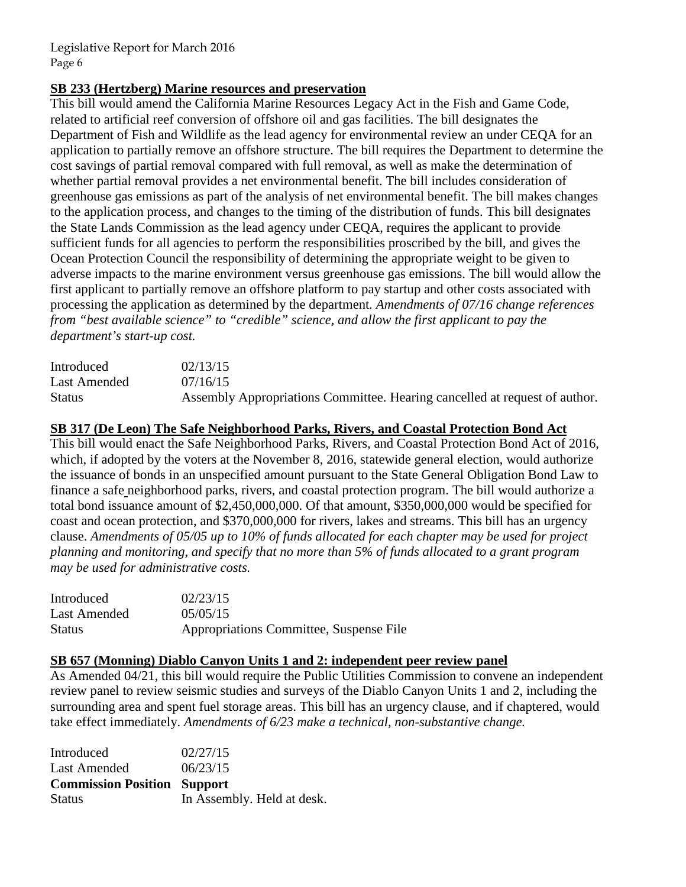### SB 233 (Hertzberg) Marine resources and preservation

This bill would amend the California Marine Resources Legacy Act in the Fish and Game Code, related to artificial reef conversion of offshore oil and gas facilities. The bill designates the Department of Fish and Wildlife as the lead agency for environmental review an under CEQA for an application to partially remove an offshore structure. The bill requires the Department to determine the cost savings of partial removal compared with full removal, as well as make the determination of whether partial removal provides a net environmental benefit. The bill includes consideration of greenhouse gas emissions as part of the analysis of net environmental benefit. The bill makes changes to the application process, and changes to the timing of the distribution of funds. This bill designates the State Lands Commission as the lead agency under CEQA, requires the applicant to provide sufficient funds for all agencies to perform the responsibilities proscribed by the bill, and gives the Ocean Protection Council the responsibility of determining the appropriate weight to be given to adverse impacts to the marine environment versus greenhouse gas emissions. The bill would allow the first applicant to partially remove an offshore platform to pay startup and other costs associated with processing the application as determined by the department. *Amendments of 07/16 change references from "best available science" to "credible" science, and allow the first applicant to pay the department's start-up cost.*

| | |
|---|---|
| Introduced | 02/13/15 |
| Last Amended | 07/16/15 |
| Status | Assembly Appropriations Committee. Hearing cancelled at request of author. |

### SB 317 (De Leon) The Safe Neighborhood Parks, Rivers, and Coastal Protection Bond Act

This bill would enact the Safe Neighborhood Parks, Rivers, and Coastal Protection Bond Act of 2016, which, if adopted by the voters at the November 8, 2016, statewide general election, would authorize the issuance of bonds in an unspecified amount pursuant to the State General Obligation Bond Law to finance a safe neighborhood parks, rivers, and coastal protection program. The bill would authorize a total bond issuance amount of $2,450,000,000. Of that amount, $350,000,000 would be specified for coast and ocean protection, and $370,000,000 for rivers, lakes and streams. This bill has an urgency clause. *Amendments of 05/05 up to 10% of funds allocated for each chapter may be used for project planning and monitoring, and specify that no more than 5% of funds allocated to a grant program may be used for administrative costs.*

| | |
|---|---|
| Introduced | 02/23/15 |
| Last Amended | 05/05/15 |
| Status | Appropriations Committee, Suspense File |

### SB 657 (Monning) Diablo Canyon Units 1 and 2: independent peer review panel

As Amended 04/21, this bill would require the Public Utilities Commission to convene an independent review panel to review seismic studies and surveys of the Diablo Canyon Units 1 and 2, including the surrounding area and spent fuel storage areas. This bill has an urgency clause, and if chaptered, would take effect immediately. *Amendments of 6/23 make a technical, non-substantive change.*

| | |
|---|---|
| Introduced | 02/27/15 |
| Last Amended | 06/23/15 |
| **Commission Position** | **Support** |
| Status | In Assembly. Held at desk. |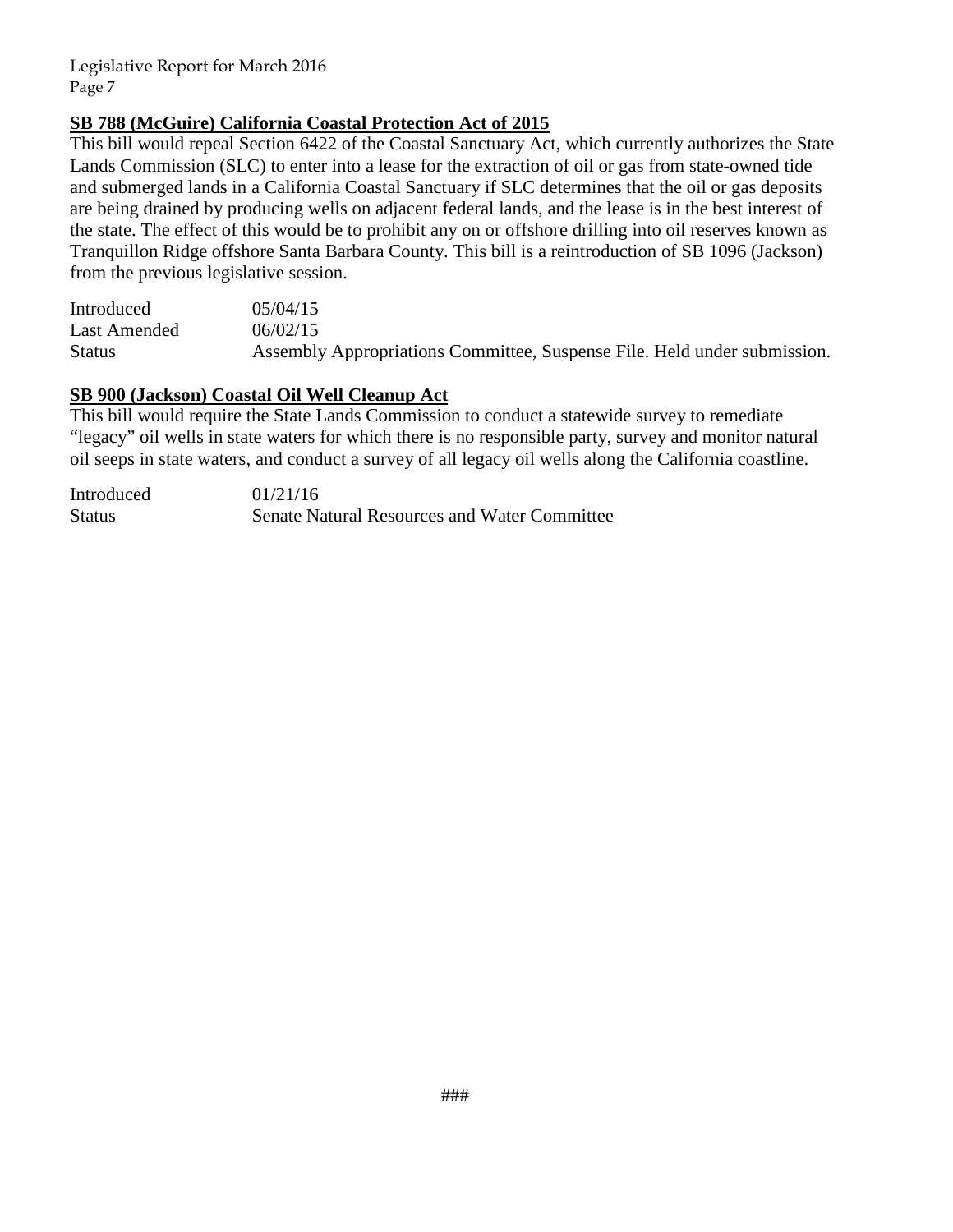**SB 788 (McGuire) California Coastal Protection Act of 2015**

This bill would repeal Section 6422 of the Coastal Sanctuary Act, which currently authorizes the State Lands Commission (SLC) to enter into a lease for the extraction of oil or gas from state-owned tide and submerged lands in a California Coastal Sanctuary if SLC determines that the oil or gas deposits are being drained by producing wells on adjacent federal lands, and the lease is in the best interest of the state. The effect of this would be to prohibit any on or offshore drilling into oil reserves known as Tranquillon Ridge offshore Santa Barbara County. This bill is a reintroduction of SB 1096 (Jackson) from the previous legislative session.

| | |
|---|---|
| Introduced | 05/04/15 |
| Last Amended | 06/02/15 |
| Status | Assembly Appropriations Committee, Suspense File. Held under submission. |

**SB 900 (Jackson) Coastal Oil Well Cleanup Act**

This bill would require the State Lands Commission to conduct a statewide survey to remediate "legacy" oil wells in state waters for which there is no responsible party, survey and monitor natural oil seeps in state waters, and conduct a survey of all legacy oil wells along the California coastline.

| | |
|---|---|
| Introduced | 01/21/16 |
| Status | Senate Natural Resources and Water Committee |

###